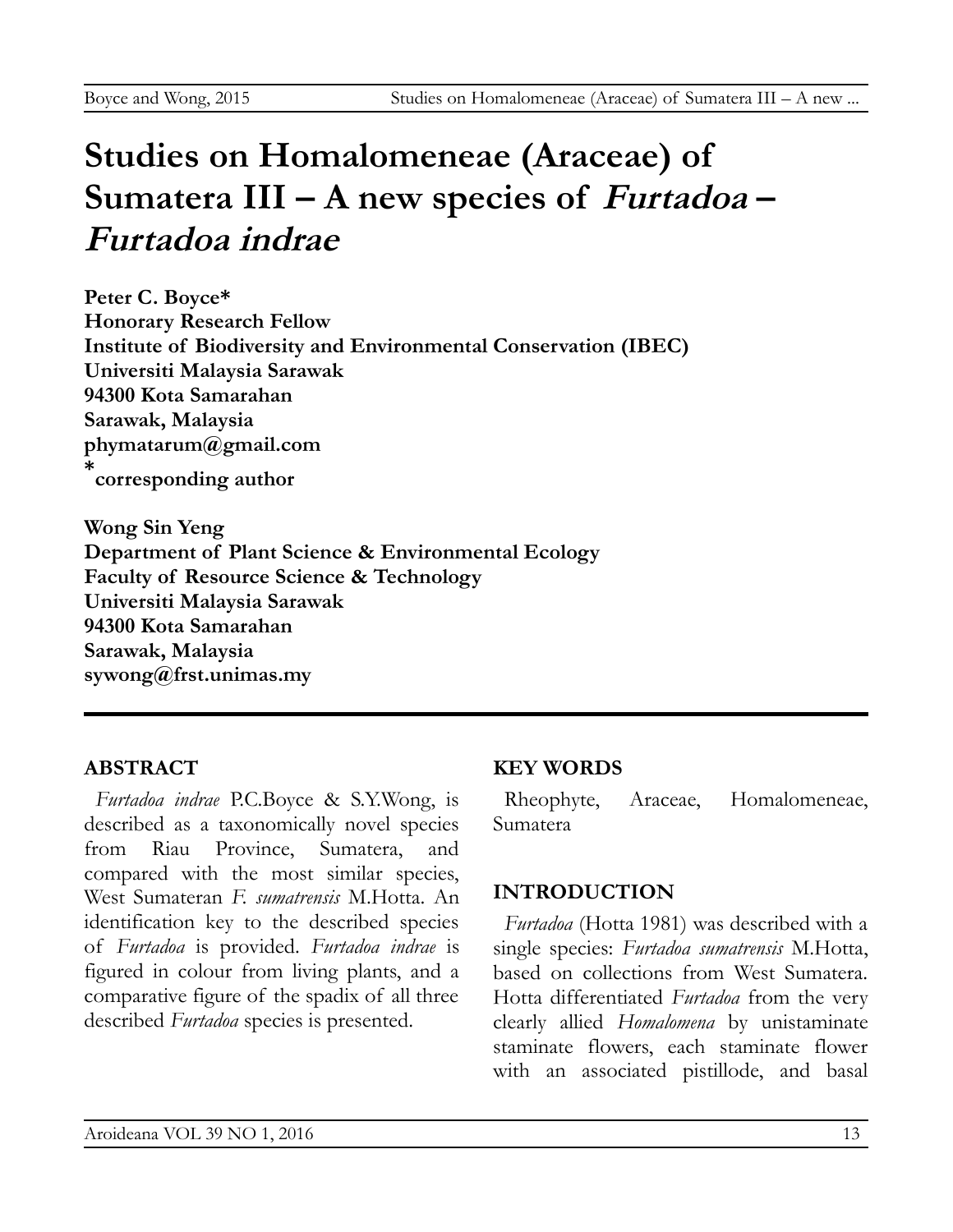# Studies on Homalomeneae (Araceae) of Sumatera III – A new species of *Furtadoa* – *Furtadoa indrae*

**Peter C. Boyce***
**Honorary Research Fellow**
**Institute of Biodiversity and Environmental Conservation (IBEC)**
**Universiti Malaysia Sarawak**
**94300 Kota Samarahan**
**Sarawak, Malaysia**
**phymatarum@gmail.com**
***corresponding author**

**Wong Sin Yeng**
**Department of Plant Science & Environmental Ecology**
**Faculty of Resource Science & Technology**
**Universiti Malaysia Sarawak**
**94300 Kota Samarahan**
**Sarawak, Malaysia**
**sywong@frst.unimas.my**

## ABSTRACT

*Furtadoa indrae* P.C.Boyce & S.Y.Wong, is described as a taxonomically novel species from Riau Province, Sumatera, and compared with the most similar species, West Sumateran *F. sumatrensis* M.Hotta. An identification key to the described species of *Furtadoa* is provided. *Furtadoa indrae* is figured in colour from living plants, and a comparative figure of the spadix of all three described *Furtadoa* species is presented.

## KEY WORDS

Rheophyte, Araceae, Homalomeneae, Sumatera

## INTRODUCTION

*Furtadoa* (Hotta 1981) was described with a single species: *Furtadoa sumatrensis* M.Hotta, based on collections from West Sumatera. Hotta differentiated *Furtadoa* from the very clearly allied *Homalomena* by unistaminate staminate flowers, each staminate flower with an associated pistillode, and basal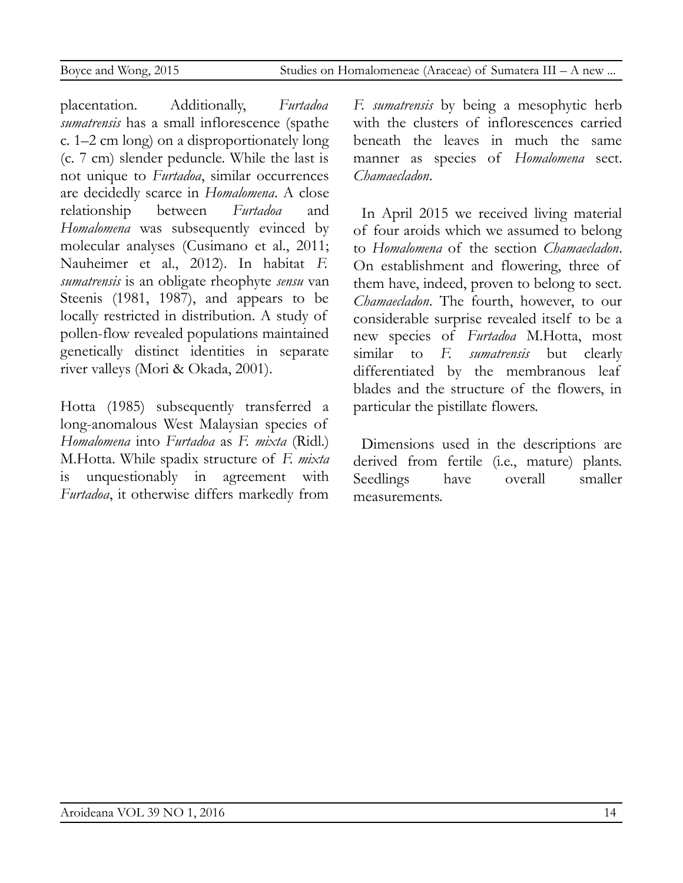placentation. Additionally, *Furtadoa sumatrensis* has a small inflorescence (spathe c. 1–2 cm long) on a disproportionately long (c. 7 cm) slender peduncle. While the last is not unique to *Furtadoa*, similar occurrences are decidedly scarce in *Homalomena*. A close relationship between *Furtadoa* and *Homalomena* was subsequently evinced by molecular analyses (Cusimano et al., 2011; Nauheimer et al., 2012). In habitat *F. sumatrensis* is an obligate rheophyte *sensu* van Steenis (1981, 1987), and appears to be locally restricted in distribution. A study of pollen-flow revealed populations maintained genetically distinct identities in separate river valleys (Mori & Okada, 2001).

Hotta (1985) subsequently transferred a long-anomalous West Malaysian species of *Homalomena* into *Furtadoa* as *F. mixta* (Ridl.) M.Hotta. While spadix structure of *F. mixta* is unquestionably in agreement with *Furtadoa*, it otherwise differs markedly from *F. sumatrensis* by being a mesophytic herb with the clusters of inflorescences carried beneath the leaves in much the same manner as species of *Homalomena* sect. *Chamaecladon*.

In April 2015 we received living material of four aroids which we assumed to belong to *Homalomena* of the section *Chamaecladon*. On establishment and flowering, three of them have, indeed, proven to belong to sect. *Chamaecladon*. The fourth, however, to our considerable surprise revealed itself to be a new species of *Furtadoa* M.Hotta, most similar to *F. sumatrensis* but clearly differentiated by the membranous leaf blades and the structure of the flowers, in particular the pistillate flowers.

Dimensions used in the descriptions are derived from fertile (i.e., mature) plants. Seedlings have overall smaller measurements.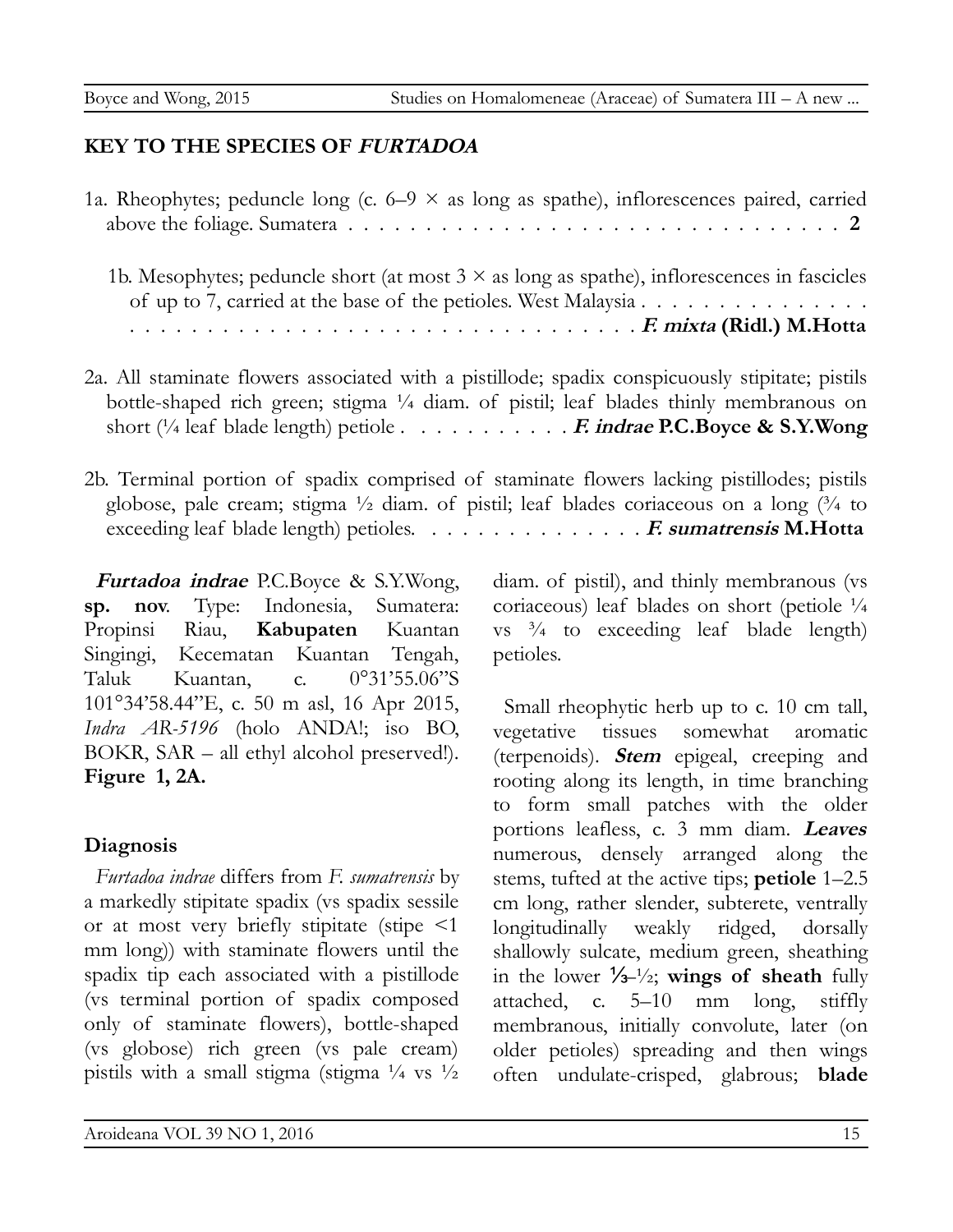## KEY TO THE SPECIES OF *FURTADOA*

1a. Rheophytes; peduncle long (c. 6–9 × as long as spathe), inflorescences paired, carried above the foliage. Sumatera . . . . . . . . . . . . . . . . . . . . . . . . . . . . . . . . . . **2**

1b. Mesophytes; peduncle short (at most 3 × as long as spathe), inflorescences in fascicles of up to 7, carried at the base of the petioles. West Malaysia . . . . . . . . . . . . . . . . . . . . . . . . . . . . . . . . . . . . . . . . . . . . . . . . . ***F. mixta* (Ridl.) M.Hotta**

2a. All staminate flowers associated with a pistillode; spadix conspicuously stipitate; pistils bottle-shaped rich green; stigma ¼ diam. of pistil; leaf blades thinly membranous on short (¼ leaf blade length) petiole . . . . . . . . . . . ***F. indrae* P.C.Boyce & S.Y.Wong**

2b. Terminal portion of spadix comprised of staminate flowers lacking pistillodes; pistils globose, pale cream; stigma ½ diam. of pistil; leaf blades coriaceous on a long (¾ to exceeding leaf blade length) petioles. . . . . . . . . . . . . . . ***F. sumatrensis* M.Hotta**

***Furtadoa indrae*** P.C.Boyce & S.Y.Wong, **sp. nov**. Type: Indonesia, Sumatera: Propinsi Riau, **Kabupaten** Kuantan Singingi, Kecematan Kuantan Tengah, Taluk Kuantan, c. 0°31'55.06"S 101°34'58.44"E, c. 50 m asl, 16 Apr 2015, *Indra AR-5196* (holo ANDA!; iso BO, BOKR, SAR – all ethyl alcohol preserved!). **Figure 1, 2A.**

### Diagnosis

*Furtadoa indrae* differs from *F. sumatrensis* by a markedly stipitate spadix (vs spadix sessile or at most very briefly stipitate (stipe <1 mm long)) with staminate flowers until the spadix tip each associated with a pistillode (vs terminal portion of spadix composed only of staminate flowers), bottle-shaped (vs globose) rich green (vs pale cream) pistils with a small stigma (stigma ¼ vs ½ diam. of pistil), and thinly membranous (vs coriaceous) leaf blades on short (petiole ¼ vs ¾ to exceeding leaf blade length) petioles.

Small rheophytic herb up to c. 10 cm tall, vegetative tissues somewhat aromatic (terpenoids). ***Stem*** epigeal, creeping and rooting along its length, in time branching to form small patches with the older portions leafless, c. 3 mm diam. ***Leaves*** numerous, densely arranged along the stems, tufted at the active tips; **petiole** 1–2.5 cm long, rather slender, subterete, ventrally longitudinally weakly ridged, dorsally shallowly sulcate, medium green, sheathing in the lower ⅓–½; **wings of sheath** fully attached, c. 5–10 mm long, stiffly membranous, initially convolute, later (on older petioles) spreading and then wings often undulate-crisped, glabrous; **blade**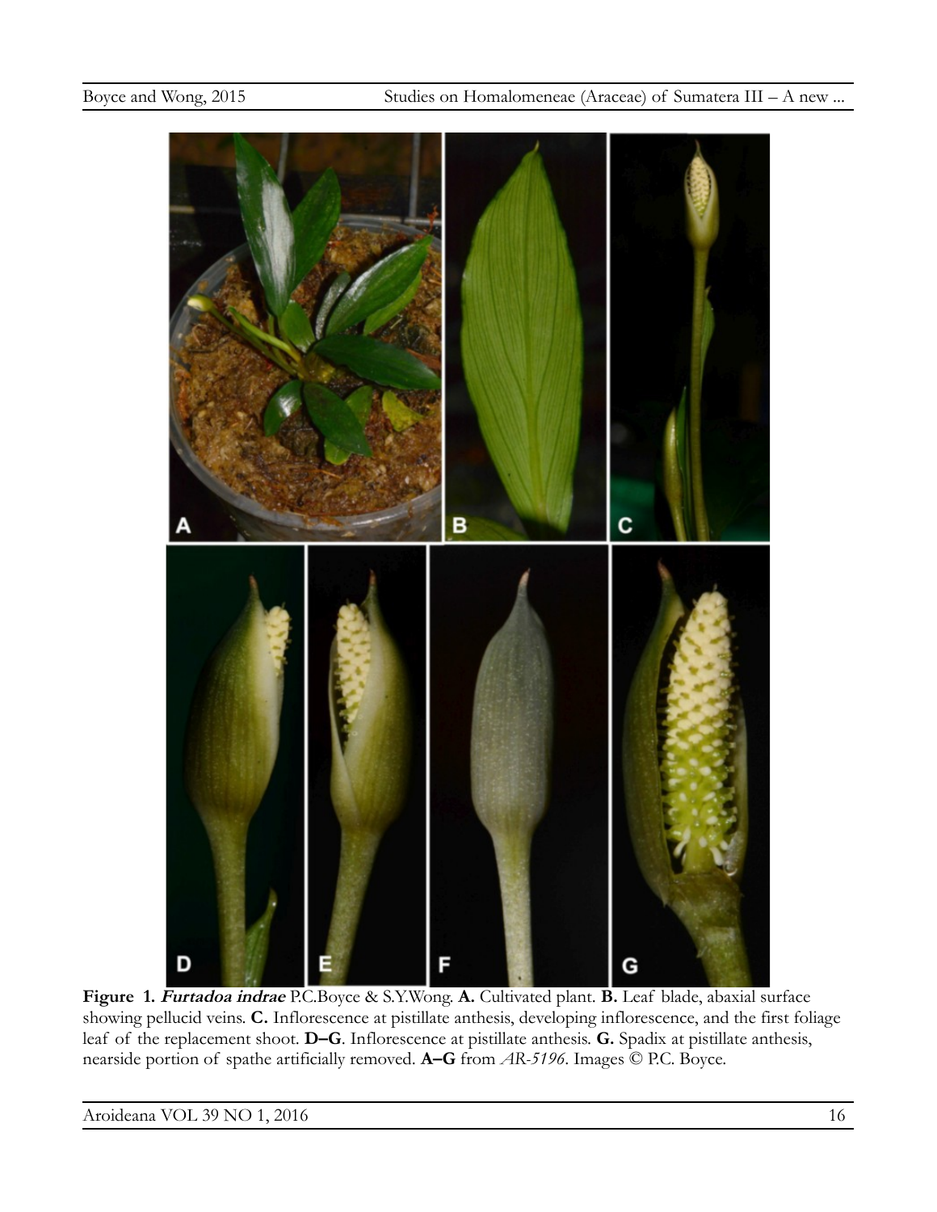**Figure 1.** ***Furtadoa indrae*** P.C.Boyce & S.Y.Wong. **A.** Cultivated plant. **B.** Leaf blade, abaxial surface showing pellucid veins. **C.** Inflorescence at pistillate anthesis, developing inflorescence, and the first foliage leaf of the replacement shoot. **D–G**. Inflorescence at pistillate anthesis. **G.** Spadix at pistillate anthesis, nearside portion of spathe artificially removed. **A–G** from *AR-5196*. Images © P.C. Boyce.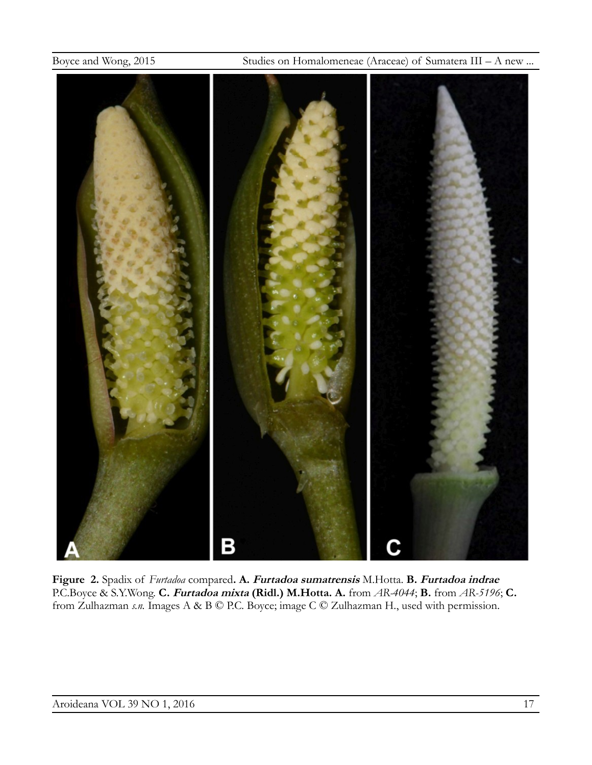**Figure 2.** Spadix of *Furtadoa* compared**. A. *Furtadoa sumatrensis*** M.Hotta. **B. *Furtadoa indrae*** P.C.Boyce & S.Y.Wong. **C. *Furtadoa mixta* (Ridl.) M.Hotta. A.** from *AR-4044*; **B.** from *AR-5196*; **C.** from Zulhazman *s.n.* Images A & B © P.C. Boyce; image C © Zulhazman H., used with permission.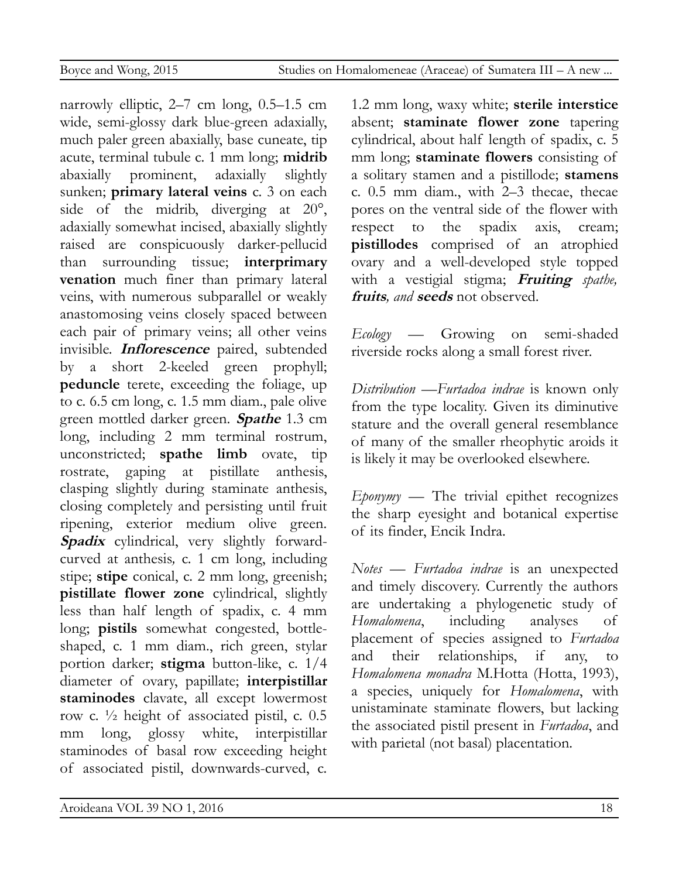narrowly elliptic, 2–7 cm long, 0.5–1.5 cm wide, semi-glossy dark blue-green adaxially, much paler green abaxially, base cuneate, tip acute, terminal tubule c. 1 mm long; **midrib** abaxially prominent, adaxially slightly sunken; **primary lateral veins** c. 3 on each side of the midrib, diverging at 20°, adaxially somewhat incised, abaxially slightly raised are conspicuously darker-pellucid than surrounding tissue; **interprimary venation** much finer than primary lateral veins, with numerous subparallel or weakly anastomosing veins closely spaced between each pair of primary veins; all other veins invisible. ***Inflorescence*** paired, subtended by a short 2-keeled green prophyll; **peduncle** terete, exceeding the foliage, up to c. 6.5 cm long, c. 1.5 mm diam., pale olive green mottled darker green. ***Spathe*** 1.3 cm long, including 2 mm terminal rostrum, unconstricted; **spathe limb** ovate, tip rostrate, gaping at pistillate anthesis, clasping slightly during staminate anthesis, closing completely and persisting until fruit ripening, exterior medium olive green. ***Spadix*** cylindrical, very slightly forward-curved at anthesis, c. 1 cm long, including stipe; **stipe** conical, c. 2 mm long, greenish; **pistillate flower zone** cylindrical, slightly less than half length of spadix, c. 4 mm long; **pistils** somewhat congested, bottle-shaped, c. 1 mm diam., rich green, stylar portion darker; **stigma** button-like, c. 1/4 diameter of ovary, papillate; **interpistillar staminodes** clavate, all except lowermost row c. ½ height of associated pistil, c. 0.5 mm long, glossy white, interpistillar staminodes of basal row exceeding height of associated pistil, downwards-curved, c. 1.2 mm long, waxy white; **sterile interstice** absent; **staminate flower zone** tapering cylindrical, about half length of spadix, c. 5 mm long; **staminate flowers** consisting of a solitary stamen and a pistillode; **stamens** c. 0.5 mm diam., with 2–3 thecae, thecae pores on the ventral side of the flower with respect to the spadix axis, cream; **pistillodes** comprised of an atrophied ovary and a well-developed style topped with a vestigial stigma; ***Fruiting*** *spathe,* ***fruits****, and* ***seeds*** not observed.

*Ecology* — Growing on semi-shaded riverside rocks along a small forest river.

*Distribution* —*Furtadoa indrae* is known only from the type locality. Given its diminutive stature and the overall general resemblance of many of the smaller rheophytic aroids it is likely it may be overlooked elsewhere.

*Eponymy* — The trivial epithet recognizes the sharp eyesight and botanical expertise of its finder, Encik Indra.

*Notes* — *Furtadoa indrae* is an unexpected and timely discovery. Currently the authors are undertaking a phylogenetic study of *Homalomena*, including analyses of placement of species assigned to *Furtadoa* and their relationships, if any, to *Homalomena monadra* M.Hotta (Hotta, 1993), a species, uniquely for *Homalomena*, with unistaminate staminate flowers, but lacking the associated pistil present in *Furtadoa*, and with parietal (not basal) placentation.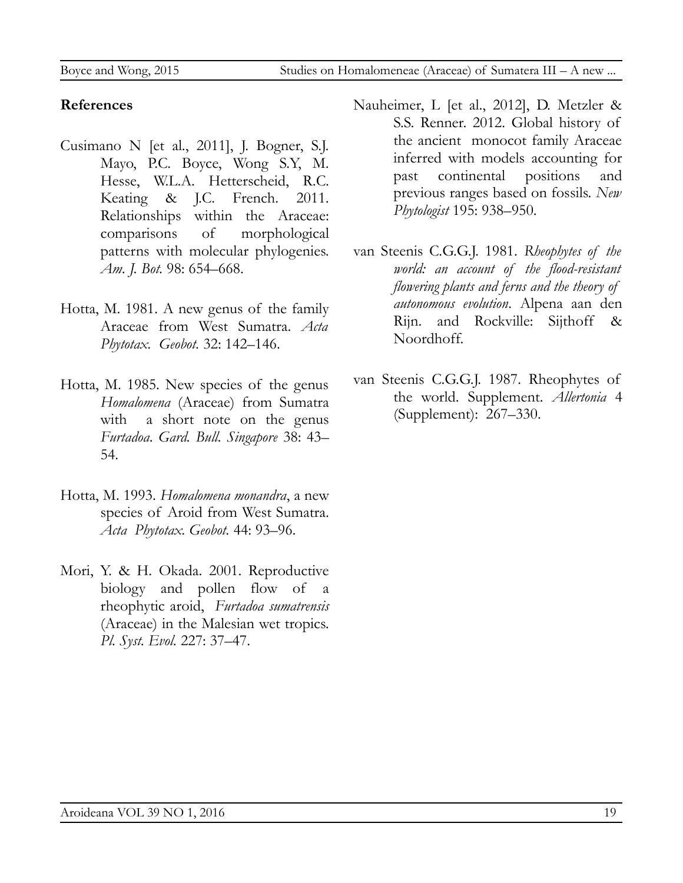## References

Cusimano N [et al., 2011], J. Bogner, S.J. Mayo, P.C. Boyce, Wong S.Y, M. Hesse, W.L.A. Hetterscheid, R.C. Keating & J.C. French. 2011. Relationships within the Araceae: comparisons of morphological patterns with molecular phylogenies. *Am. J. Bot.* 98: 654–668.

Hotta, M. 1981. A new genus of the family Araceae from West Sumatra. *Acta Phytotax. Geobot.* 32: 142–146.

Hotta, M. 1985. New species of the genus *Homalomena* (Araceae) from Sumatra with a short note on the genus *Furtadoa*. *Gard. Bull. Singapore* 38: 43–54.

Hotta, M. 1993. *Homalomena monandra*, a new species of Aroid from West Sumatra. *Acta Phytotax. Geobot.* 44: 93–96.

Mori, Y. & H. Okada. 2001. Reproductive biology and pollen flow of a rheophytic aroid, *Furtadoa sumatrensis* (Araceae) in the Malesian wet tropics. *Pl. Syst. Evol.* 227: 37–47.

Nauheimer, L [et al., 2012], D. Metzler & S.S. Renner. 2012. Global history of the ancient monocot family Araceae inferred with models accounting for past continental positions and previous ranges based on fossils. *New Phytologist* 195: 938–950.

van Steenis C.G.G.J. 1981. *Rheophytes of the world: an account of the flood-resistant flowering plants and ferns and the theory of autonomous evolution*. Alpena aan den Rijn. and Rockville: Sijthoff & Noordhoff.

van Steenis C.G.G.J. 1987. Rheophytes of the world. Supplement. *Allertonia* 4 (Supplement): 267–330.